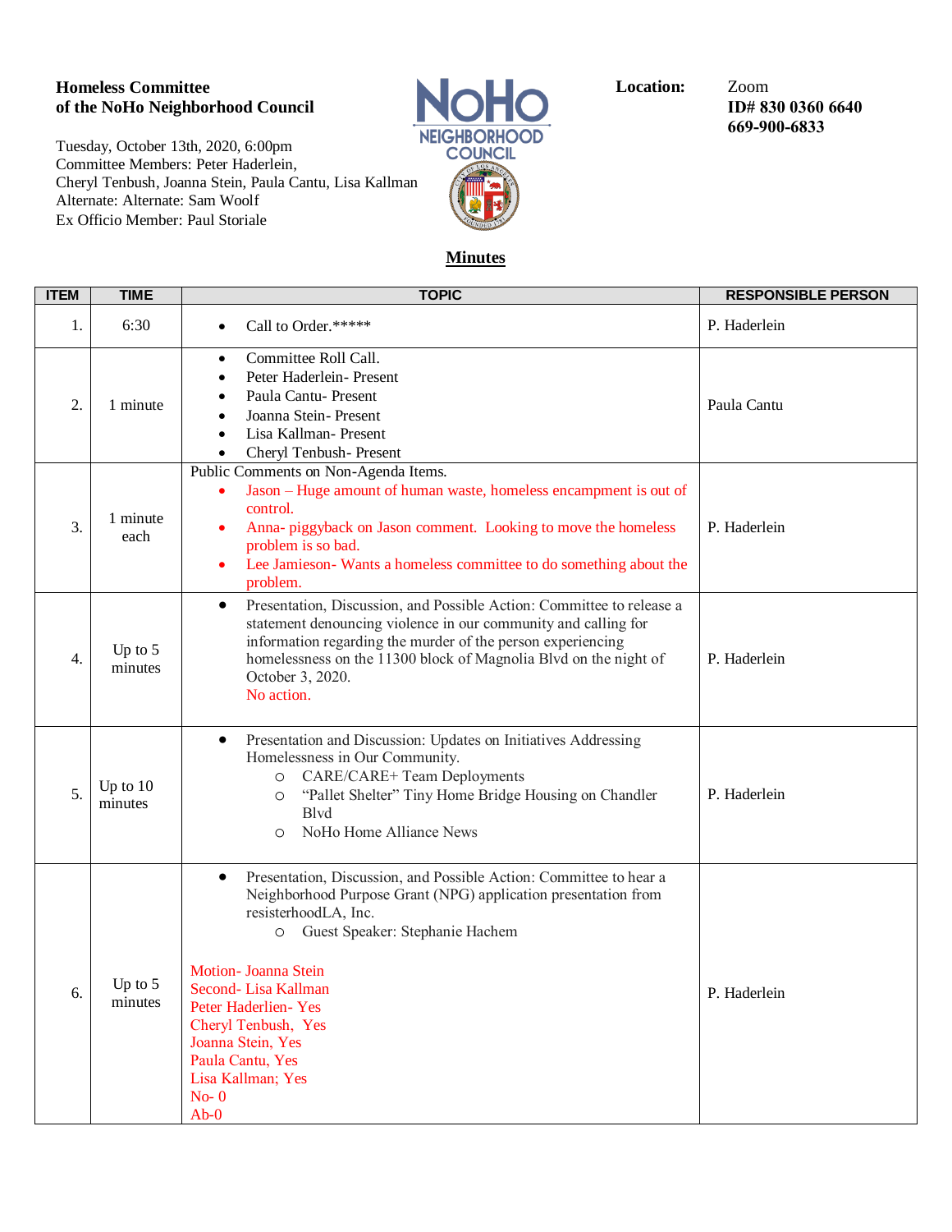**Homeless Committee**
**of the NoHo Neighborhood Council**

Tuesday, October 13th, 2020, 6:00pm
Committee Members: Peter Haderlein, Cheryl Tenbush, Joanna Stein, Paula Cantu, Lisa Kallman
Alternate: Alternate: Sam Woolf
Ex Officio Member: Paul Storiale

**Location:** Zoom
**ID# 830 0360 6640**
**669-900-6833**

## Minutes

| ITEM | TIME | TOPIC | RESPONSIBLE PERSON |
|---|---|---|---|
| 1. | 6:30 | • Call to Order.***** | P. Haderlein |
| 2. | 1 minute | • Committee Roll Call.<br>• Peter Haderlein- Present<br>• Paula Cantu- Present<br>• Joanna Stein- Present<br>• Lisa Kallman- Present<br>• Cheryl Tenbush- Present | Paula Cantu |
| 3. | 1 minute each | Public Comments on Non-Agenda Items.<br>• Jason – Huge amount of human waste, homeless encampment is out of control.<br>• Anna- piggyback on Jason comment. Looking to move the homeless problem is so bad.<br>• Lee Jamieson- Wants a homeless committee to do something about the problem. | P. Haderlein |
| 4. | Up to 5 minutes | • Presentation, Discussion, and Possible Action: Committee to release a statement denouncing violence in our community and calling for information regarding the murder of the person experiencing homelessness on the 11300 block of Magnolia Blvd on the night of October 3, 2020.<br>No action. | P. Haderlein |
| 5. | Up to 10 minutes | • Presentation and Discussion: Updates on Initiatives Addressing Homelessness in Our Community.<br>○ CARE/CARE+ Team Deployments<br>○ "Pallet Shelter" Tiny Home Bridge Housing on Chandler Blvd<br>○ NoHo Home Alliance News | P. Haderlein |
| 6. | Up to 5 minutes | • Presentation, Discussion, and Possible Action: Committee to hear a Neighborhood Purpose Grant (NPG) application presentation from resisterhoodLA, Inc.<br>○ Guest Speaker: Stephanie Hachem<br><br>Motion- Joanna Stein<br>Second- Lisa Kallman<br>Peter Haderlien- Yes<br>Cheryl Tenbush, Yes<br>Joanna Stein, Yes<br>Paula Cantu, Yes<br>Lisa Kallman; Yes<br>No- 0<br>Ab-0 | P. Haderlein |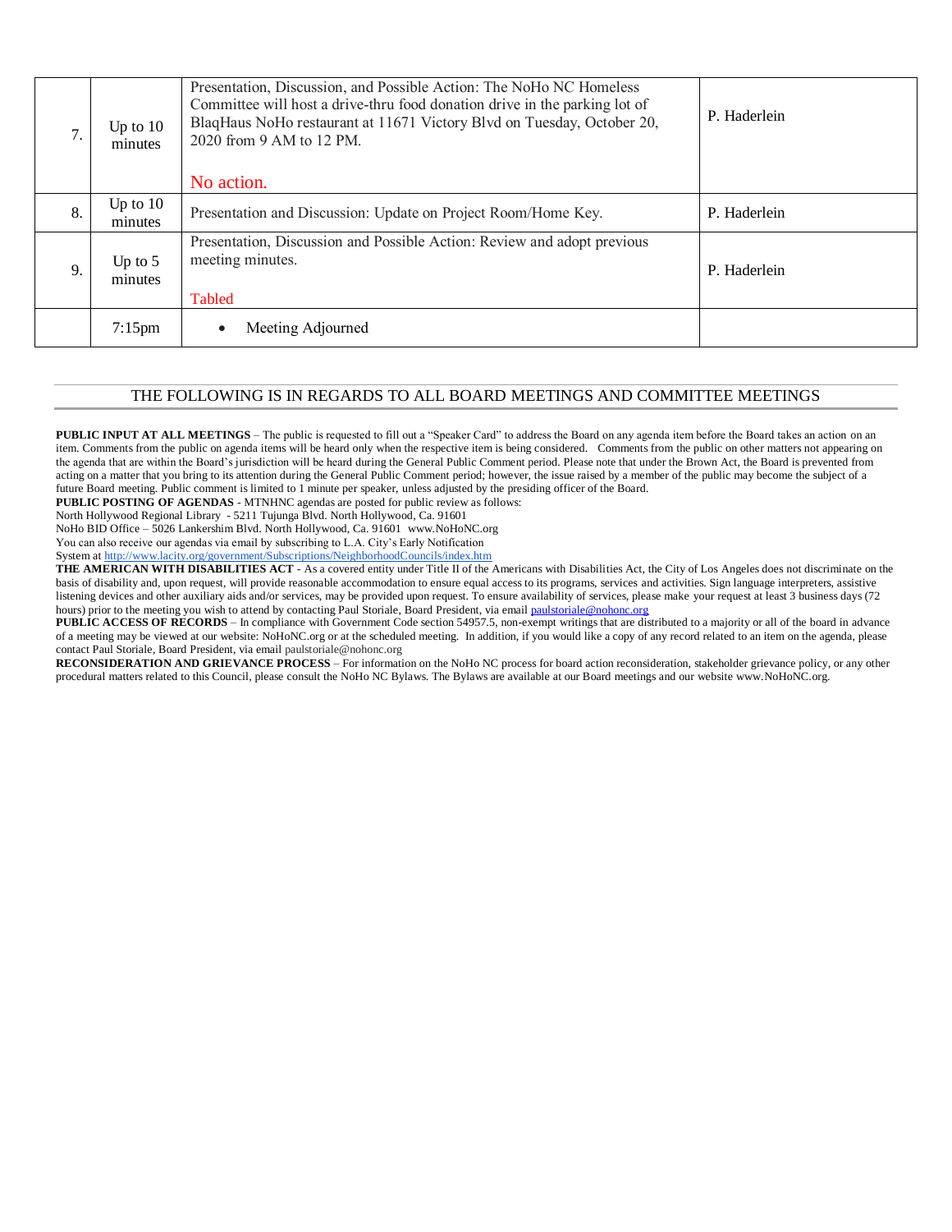| | | | |
|---|---|---|---|
| 7. | Up to 10 minutes | Presentation, Discussion, and Possible Action: The NoHo NC Homeless Committee will host a drive-thru food donation drive in the parking lot of BlaqHaus NoHo restaurant at 11671 Victory Blvd on Tuesday, October 20, 2020 from 9 AM to 12 PM.<br><br>No action. | P. Haderlein |
| 8. | Up to 10 minutes | Presentation and Discussion: Update on Project Room/Home Key. | P. Haderlein |
| 9. | Up to 5 minutes | Presentation, Discussion and Possible Action: Review and adopt previous meeting minutes.<br><br>Tabled | P. Haderlein |
| | 7:15pm | • Meeting Adjourned | |

## THE FOLLOWING IS IN REGARDS TO ALL BOARD MEETINGS AND COMMITTEE MEETINGS

**PUBLIC INPUT AT ALL MEETINGS** – The public is requested to fill out a "Speaker Card" to address the Board on any agenda item before the Board takes an action on an item. Comments from the public on agenda items will be heard only when the respective item is being considered. Comments from the public on other matters not appearing on the agenda that are within the Board's jurisdiction will be heard during the General Public Comment period. Please note that under the Brown Act, the Board is prevented from acting on a matter that you bring to its attention during the General Public Comment period; however, the issue raised by a member of the public may become the subject of a future Board meeting. Public comment is limited to 1 minute per speaker, unless adjusted by the presiding officer of the Board.

**PUBLIC POSTING OF AGENDAS** - MTNHNC agendas are posted for public review as follows:
North Hollywood Regional Library - 5211 Tujunga Blvd. North Hollywood, Ca. 91601
NoHo BID Office – 5026 Lankershim Blvd. North Hollywood, Ca. 91601 www.NoHoNC.org
You can also receive our agendas via email by subscribing to L.A. City's Early Notification System at http://www.lacity.org/government/Subscriptions/NeighborhoodCouncils/index.htm

**THE AMERICAN WITH DISABILITIES ACT** - As a covered entity under Title II of the Americans with Disabilities Act, the City of Los Angeles does not discriminate on the basis of disability and, upon request, will provide reasonable accommodation to ensure equal access to its programs, services and activities. Sign language interpreters, assistive listening devices and other auxiliary aids and/or services, may be provided upon request. To ensure availability of services, please make your request at least 3 business days (72 hours) prior to the meeting you wish to attend by contacting Paul Storiale, Board President, via email paulstoriale@nohonc.org

**PUBLIC ACCESS OF RECORDS** – In compliance with Government Code section 54957.5, non-exempt writings that are distributed to a majority or all of the board in advance of a meeting may be viewed at our website: NoHoNC.org or at the scheduled meeting. In addition, if you would like a copy of any record related to an item on the agenda, please contact Paul Storiale, Board President, via email paulstoriale@nohonc.org

**RECONSIDERATION AND GRIEVANCE PROCESS** – For information on the NoHo NC process for board action reconsideration, stakeholder grievance policy, or any other procedural matters related to this Council, please consult the NoHo NC Bylaws. The Bylaws are available at our Board meetings and our website www.NoHoNC.org.